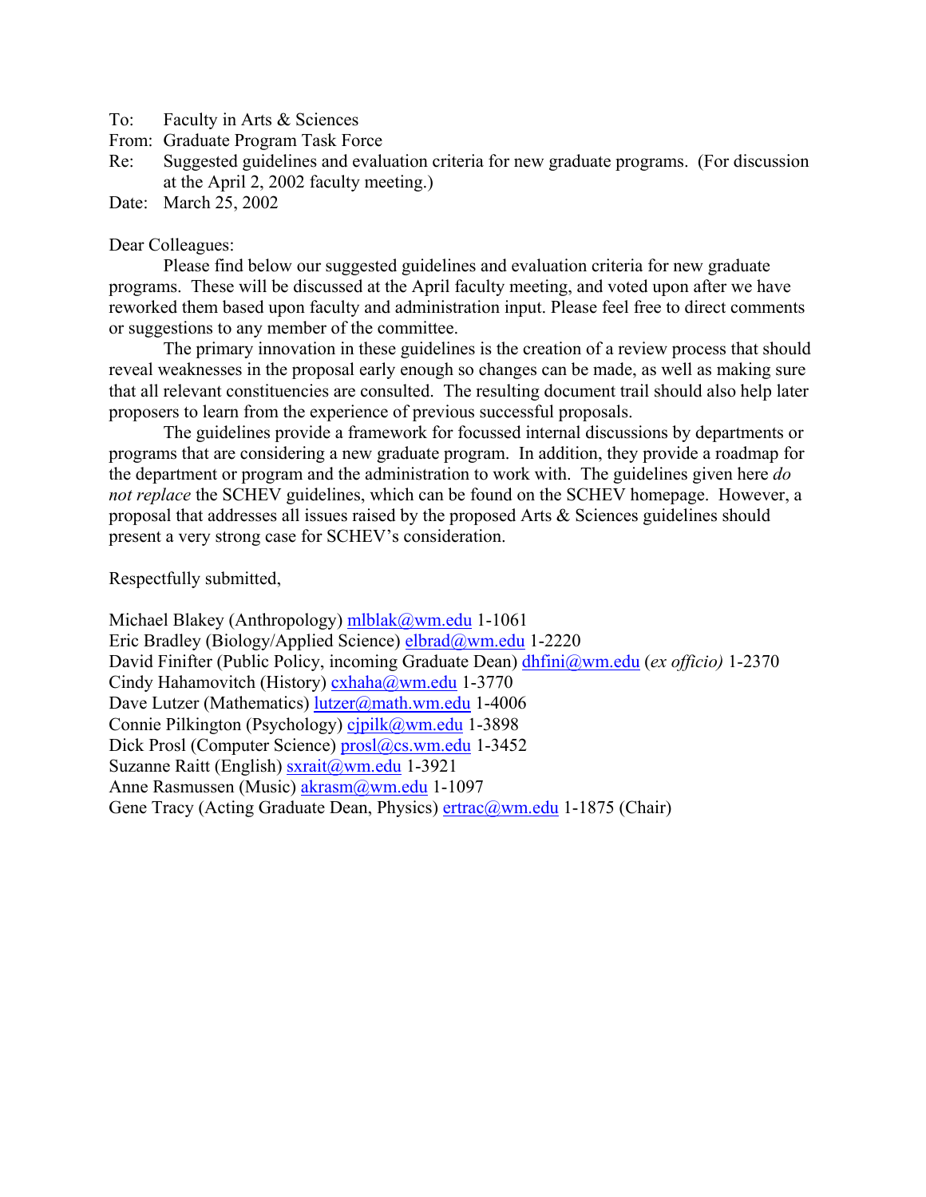To: Faculty in Arts & Sciences
From: Graduate Program Task Force
Re: Suggested guidelines and evaluation criteria for new graduate programs. (For discussion at the April 2, 2002 faculty meeting.)
Date: March 25, 2002

Dear Colleagues:

Please find below our suggested guidelines and evaluation criteria for new graduate programs. These will be discussed at the April faculty meeting, and voted upon after we have reworked them based upon faculty and administration input. Please feel free to direct comments or suggestions to any member of the committee.

The primary innovation in these guidelines is the creation of a review process that should reveal weaknesses in the proposal early enough so changes can be made, as well as making sure that all relevant constituencies are consulted. The resulting document trail should also help later proposers to learn from the experience of previous successful proposals.

The guidelines provide a framework for focussed internal discussions by departments or programs that are considering a new graduate program. In addition, they provide a roadmap for the department or program and the administration to work with. The guidelines given here *do not replace* the SCHEV guidelines, which can be found on the SCHEV homepage. However, a proposal that addresses all issues raised by the proposed Arts & Sciences guidelines should present a very strong case for SCHEV's consideration.

Respectfully submitted,

Michael Blakey (Anthropology) mlblak@wm.edu 1-1061
Eric Bradley (Biology/Applied Science) elbrad@wm.edu 1-2220
David Finifter (Public Policy, incoming Graduate Dean) dhfini@wm.edu (*ex officio)* 1-2370
Cindy Hahamovitch (History) cxhaha@wm.edu 1-3770
Dave Lutzer (Mathematics) lutzer@math.wm.edu 1-4006
Connie Pilkington (Psychology) cjpilk@wm.edu 1-3898
Dick Prosl (Computer Science) prosl@cs.wm.edu 1-3452
Suzanne Raitt (English) sxrait@wm.edu 1-3921
Anne Rasmussen (Music) akrasm@wm.edu 1-1097
Gene Tracy (Acting Graduate Dean, Physics) ertrac@wm.edu 1-1875 (Chair)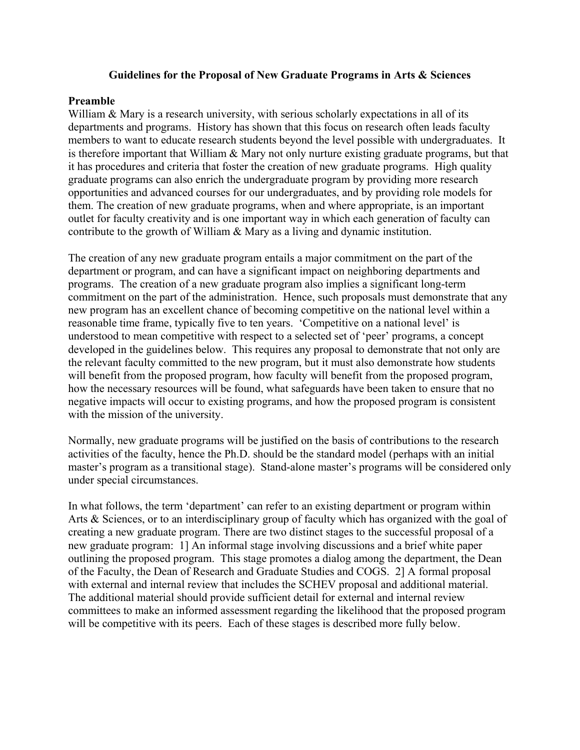# Guidelines for the Proposal of New Graduate Programs in Arts & Sciences

## Preamble

William & Mary is a research university, with serious scholarly expectations in all of its departments and programs. History has shown that this focus on research often leads faculty members to want to educate research students beyond the level possible with undergraduates. It is therefore important that William & Mary not only nurture existing graduate programs, but that it has procedures and criteria that foster the creation of new graduate programs. High quality graduate programs can also enrich the undergraduate program by providing more research opportunities and advanced courses for our undergraduates, and by providing role models for them. The creation of new graduate programs, when and where appropriate, is an important outlet for faculty creativity and is one important way in which each generation of faculty can contribute to the growth of William & Mary as a living and dynamic institution.

The creation of any new graduate program entails a major commitment on the part of the department or program, and can have a significant impact on neighboring departments and programs. The creation of a new graduate program also implies a significant long-term commitment on the part of the administration. Hence, such proposals must demonstrate that any new program has an excellent chance of becoming competitive on the national level within a reasonable time frame, typically five to ten years. 'Competitive on a national level' is understood to mean competitive with respect to a selected set of 'peer' programs, a concept developed in the guidelines below. This requires any proposal to demonstrate that not only are the relevant faculty committed to the new program, but it must also demonstrate how students will benefit from the proposed program, how faculty will benefit from the proposed program, how the necessary resources will be found, what safeguards have been taken to ensure that no negative impacts will occur to existing programs, and how the proposed program is consistent with the mission of the university.

Normally, new graduate programs will be justified on the basis of contributions to the research activities of the faculty, hence the Ph.D. should be the standard model (perhaps with an initial master's program as a transitional stage). Stand-alone master's programs will be considered only under special circumstances.

In what follows, the term 'department' can refer to an existing department or program within Arts & Sciences, or to an interdisciplinary group of faculty which has organized with the goal of creating a new graduate program. There are two distinct stages to the successful proposal of a new graduate program: 1] An informal stage involving discussions and a brief white paper outlining the proposed program. This stage promotes a dialog among the department, the Dean of the Faculty, the Dean of Research and Graduate Studies and COGS. 2] A formal proposal with external and internal review that includes the SCHEV proposal and additional material. The additional material should provide sufficient detail for external and internal review committees to make an informed assessment regarding the likelihood that the proposed program will be competitive with its peers. Each of these stages is described more fully below.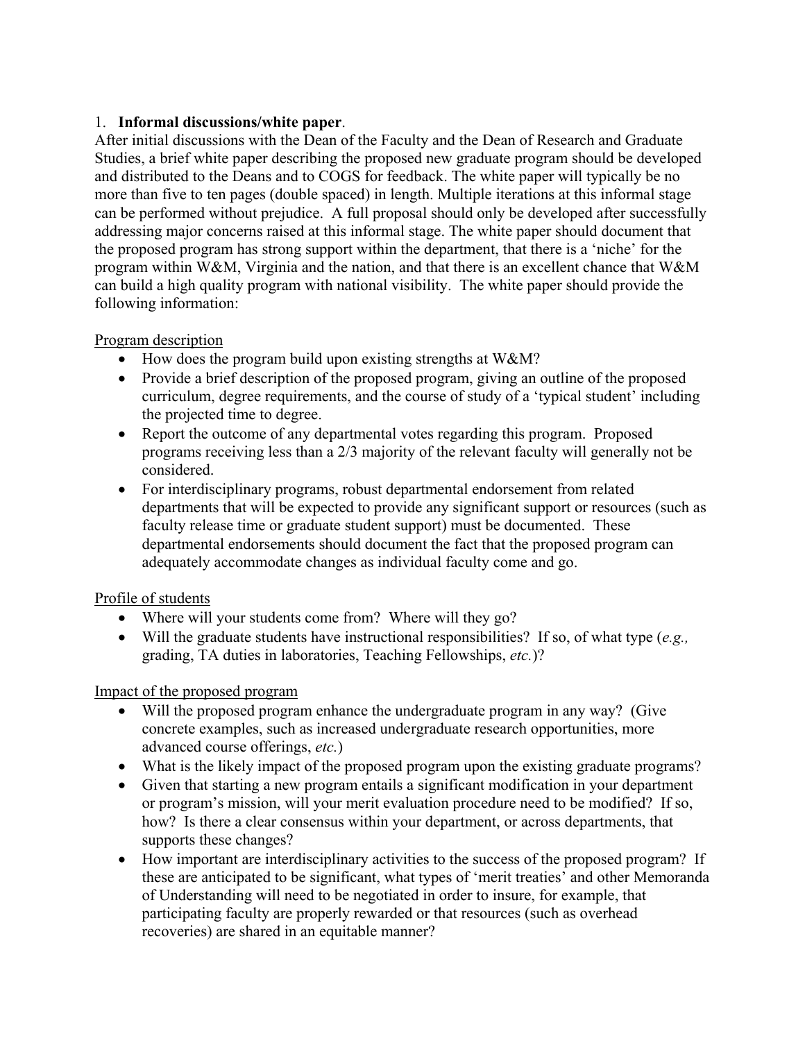1. **Informal discussions/white paper**.

After initial discussions with the Dean of the Faculty and the Dean of Research and Graduate Studies, a brief white paper describing the proposed new graduate program should be developed and distributed to the Deans and to COGS for feedback. The white paper will typically be no more than five to ten pages (double spaced) in length. Multiple iterations at this informal stage can be performed without prejudice. A full proposal should only be developed after successfully addressing major concerns raised at this informal stage. The white paper should document that the proposed program has strong support within the department, that there is a 'niche' for the program within W&M, Virginia and the nation, and that there is an excellent chance that W&M can build a high quality program with national visibility. The white paper should provide the following information:

<u>Program description</u>

- How does the program build upon existing strengths at W&M?
- Provide a brief description of the proposed program, giving an outline of the proposed curriculum, degree requirements, and the course of study of a 'typical student' including the projected time to degree.
- Report the outcome of any departmental votes regarding this program. Proposed programs receiving less than a 2/3 majority of the relevant faculty will generally not be considered.
- For interdisciplinary programs, robust departmental endorsement from related departments that will be expected to provide any significant support or resources (such as faculty release time or graduate student support) must be documented. These departmental endorsements should document the fact that the proposed program can adequately accommodate changes as individual faculty come and go.

<u>Profile of students</u>

- Where will your students come from? Where will they go?
- Will the graduate students have instructional responsibilities? If so, of what type (*e.g.,* grading, TA duties in laboratories, Teaching Fellowships, *etc.*)?

<u>Impact of the proposed program</u>

- Will the proposed program enhance the undergraduate program in any way? (Give concrete examples, such as increased undergraduate research opportunities, more advanced course offerings, *etc.*)
- What is the likely impact of the proposed program upon the existing graduate programs?
- Given that starting a new program entails a significant modification in your department or program's mission, will your merit evaluation procedure need to be modified? If so, how? Is there a clear consensus within your department, or across departments, that supports these changes?
- How important are interdisciplinary activities to the success of the proposed program? If these are anticipated to be significant, what types of 'merit treaties' and other Memoranda of Understanding will need to be negotiated in order to insure, for example, that participating faculty are properly rewarded or that resources (such as overhead recoveries) are shared in an equitable manner?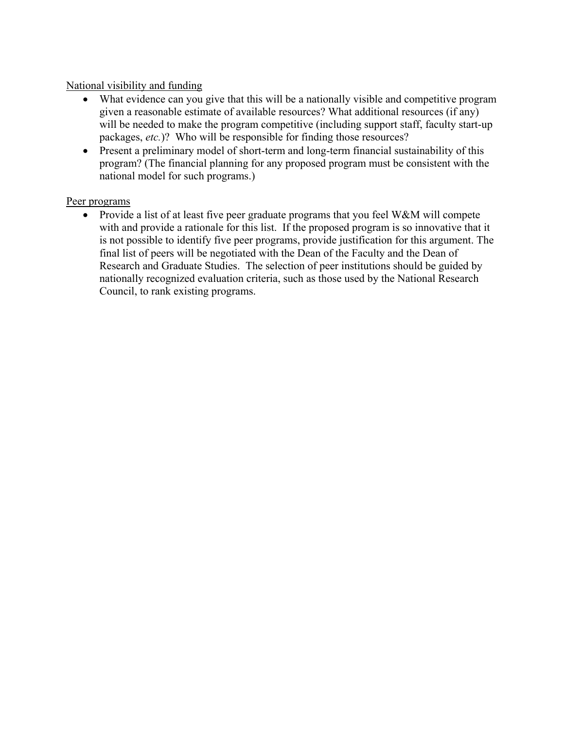National visibility and funding

- What evidence can you give that this will be a nationally visible and competitive program given a reasonable estimate of available resources? What additional resources (if any) will be needed to make the program competitive (including support staff, faculty start-up packages, *etc.*)? Who will be responsible for finding those resources?
- Present a preliminary model of short-term and long-term financial sustainability of this program? (The financial planning for any proposed program must be consistent with the national model for such programs.)

Peer programs

- Provide a list of at least five peer graduate programs that you feel W&M will compete with and provide a rationale for this list. If the proposed program is so innovative that it is not possible to identify five peer programs, provide justification for this argument. The final list of peers will be negotiated with the Dean of the Faculty and the Dean of Research and Graduate Studies. The selection of peer institutions should be guided by nationally recognized evaluation criteria, such as those used by the National Research Council, to rank existing programs.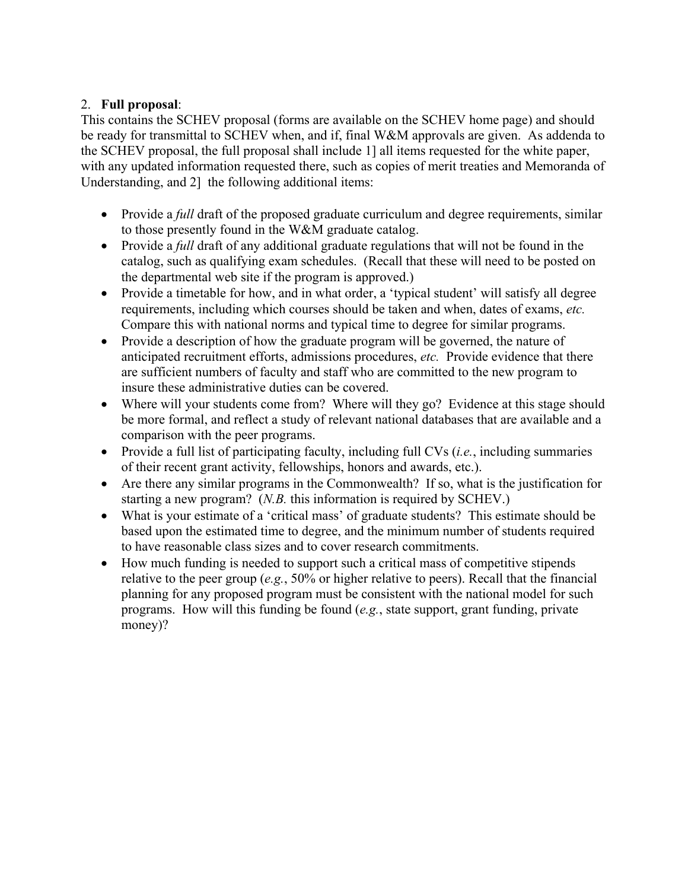2. **Full proposal**:
This contains the SCHEV proposal (forms are available on the SCHEV home page) and should be ready for transmittal to SCHEV when, and if, final W&M approvals are given. As addenda to the SCHEV proposal, the full proposal shall include 1] all items requested for the white paper, with any updated information requested there, such as copies of merit treaties and Memoranda of Understanding, and 2] the following additional items:

- Provide a *full* draft of the proposed graduate curriculum and degree requirements, similar to those presently found in the W&M graduate catalog.
- Provide a *full* draft of any additional graduate regulations that will not be found in the catalog, such as qualifying exam schedules. (Recall that these will need to be posted on the departmental web site if the program is approved.)
- Provide a timetable for how, and in what order, a 'typical student' will satisfy all degree requirements, including which courses should be taken and when, dates of exams, *etc.* Compare this with national norms and typical time to degree for similar programs.
- Provide a description of how the graduate program will be governed, the nature of anticipated recruitment efforts, admissions procedures, *etc.* Provide evidence that there are sufficient numbers of faculty and staff who are committed to the new program to insure these administrative duties can be covered.
- Where will your students come from? Where will they go? Evidence at this stage should be more formal, and reflect a study of relevant national databases that are available and a comparison with the peer programs.
- Provide a full list of participating faculty, including full CVs (*i.e.*, including summaries of their recent grant activity, fellowships, honors and awards, etc.).
- Are there any similar programs in the Commonwealth? If so, what is the justification for starting a new program? (*N.B.* this information is required by SCHEV.)
- What is your estimate of a 'critical mass' of graduate students? This estimate should be based upon the estimated time to degree, and the minimum number of students required to have reasonable class sizes and to cover research commitments.
- How much funding is needed to support such a critical mass of competitive stipends relative to the peer group (*e.g.*, 50% or higher relative to peers). Recall that the financial planning for any proposed program must be consistent with the national model for such programs. How will this funding be found (*e.g.*, state support, grant funding, private money)?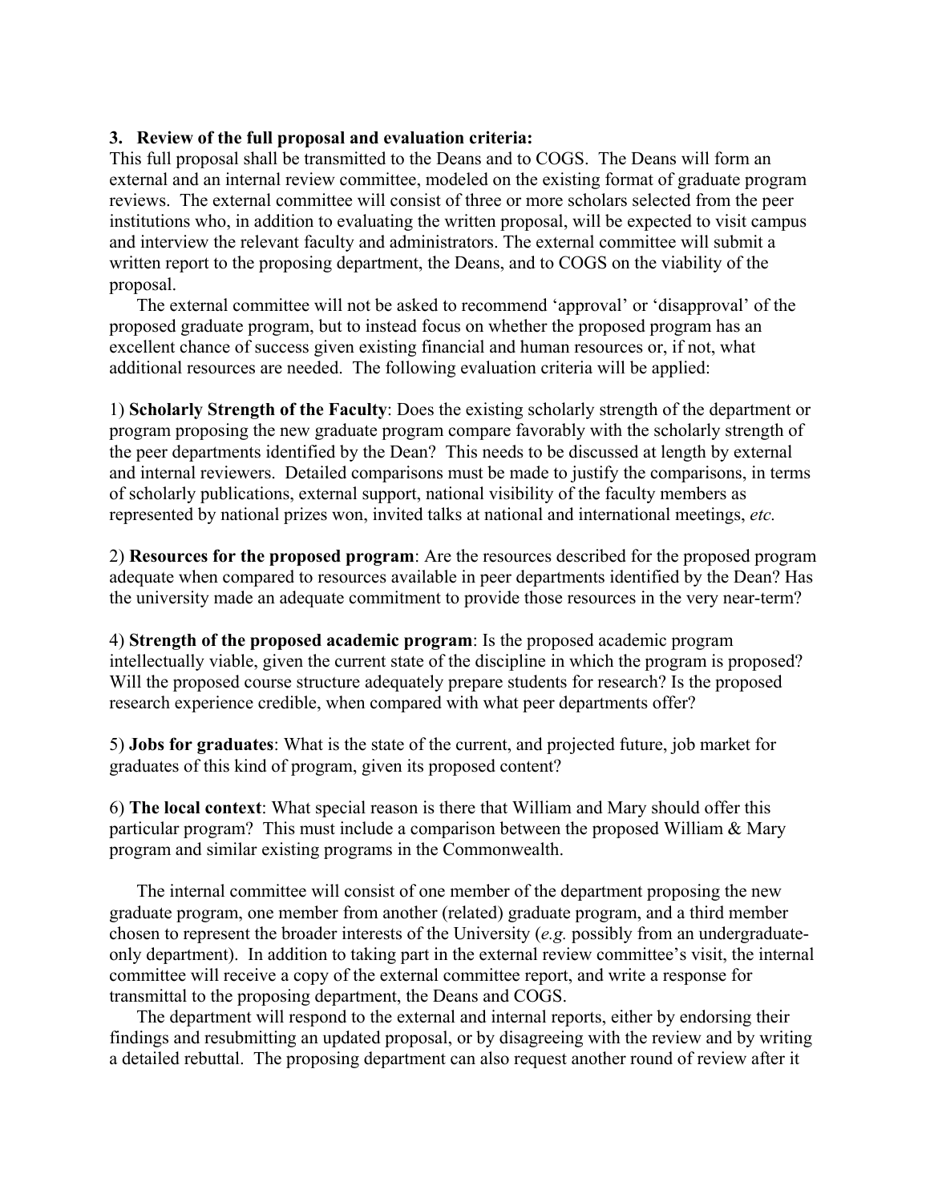**3. Review of the full proposal and evaluation criteria:**

This full proposal shall be transmitted to the Deans and to COGS. The Deans will form an external and an internal review committee, modeled on the existing format of graduate program reviews. The external committee will consist of three or more scholars selected from the peer institutions who, in addition to evaluating the written proposal, will be expected to visit campus and interview the relevant faculty and administrators. The external committee will submit a written report to the proposing department, the Deans, and to COGS on the viability of the proposal.

The external committee will not be asked to recommend 'approval' or 'disapproval' of the proposed graduate program, but to instead focus on whether the proposed program has an excellent chance of success given existing financial and human resources or, if not, what additional resources are needed. The following evaluation criteria will be applied:

1) **Scholarly Strength of the Faculty**: Does the existing scholarly strength of the department or program proposing the new graduate program compare favorably with the scholarly strength of the peer departments identified by the Dean? This needs to be discussed at length by external and internal reviewers. Detailed comparisons must be made to justify the comparisons, in terms of scholarly publications, external support, national visibility of the faculty members as represented by national prizes won, invited talks at national and international meetings, *etc.*

2) **Resources for the proposed program**: Are the resources described for the proposed program adequate when compared to resources available in peer departments identified by the Dean? Has the university made an adequate commitment to provide those resources in the very near-term?

4) **Strength of the proposed academic program**: Is the proposed academic program intellectually viable, given the current state of the discipline in which the program is proposed? Will the proposed course structure adequately prepare students for research? Is the proposed research experience credible, when compared with what peer departments offer?

5) **Jobs for graduates**: What is the state of the current, and projected future, job market for graduates of this kind of program, given its proposed content?

6) **The local context**: What special reason is there that William and Mary should offer this particular program? This must include a comparison between the proposed William & Mary program and similar existing programs in the Commonwealth.

The internal committee will consist of one member of the department proposing the new graduate program, one member from another (related) graduate program, and a third member chosen to represent the broader interests of the University (*e.g.* possibly from an undergraduate-only department). In addition to taking part in the external review committee's visit, the internal committee will receive a copy of the external committee report, and write a response for transmittal to the proposing department, the Deans and COGS.

The department will respond to the external and internal reports, either by endorsing their findings and resubmitting an updated proposal, or by disagreeing with the review and by writing a detailed rebuttal. The proposing department can also request another round of review after it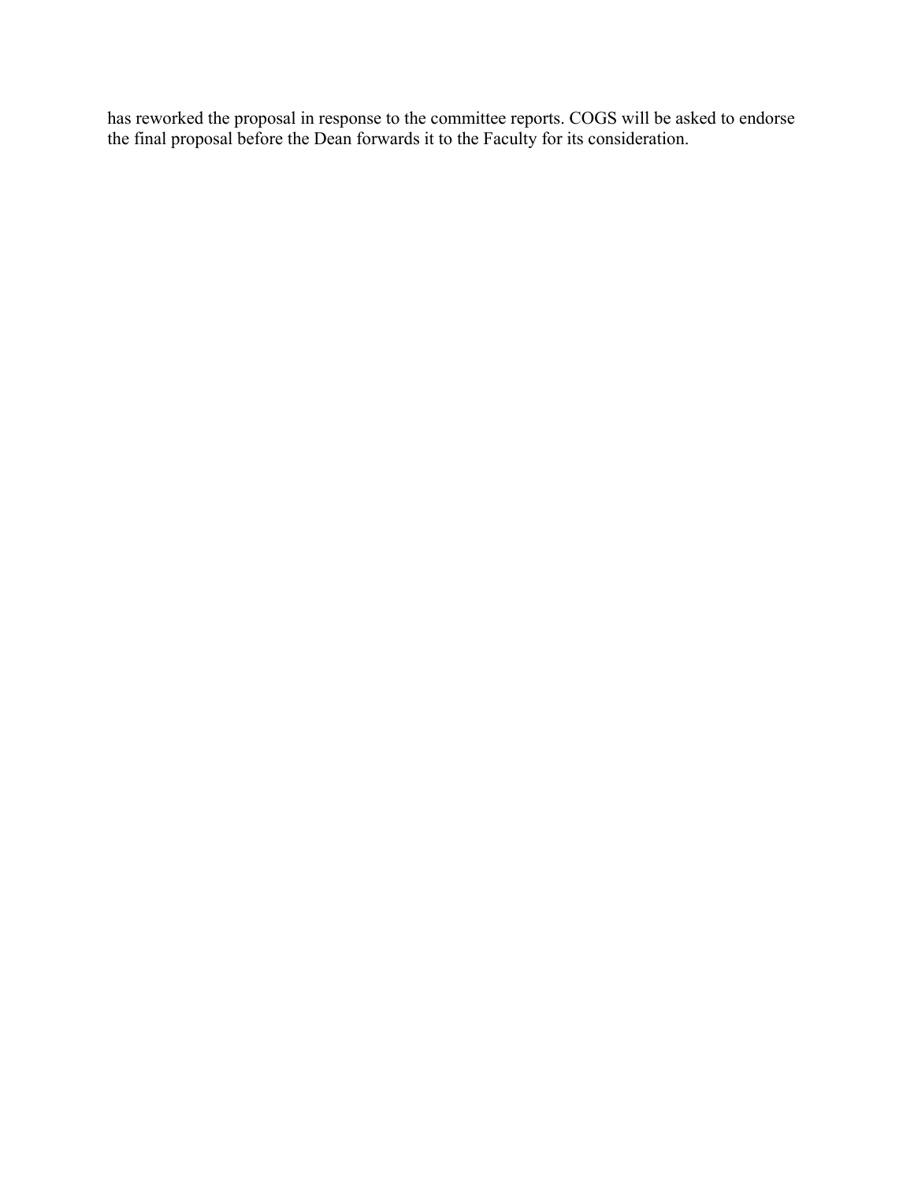has reworked the proposal in response to the committee reports. COGS will be asked to endorse the final proposal before the Dean forwards it to the Faculty for its consideration.